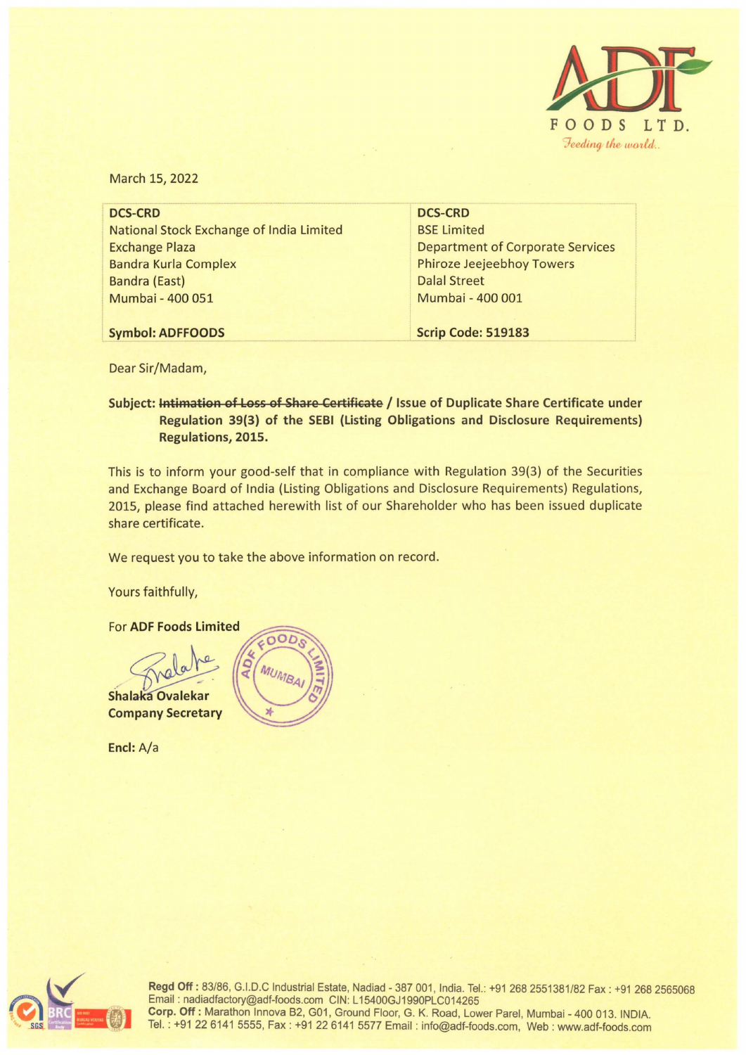March 15, 2022

| DCS-CRD | DCS-CRD |
|---|---|
| National Stock Exchange of India Limited | BSE Limited |
| Exchange Plaza | Department of Corporate Services |
| Bandra Kurla Complex | Phiroze Jeejeebhoy Towers |
| Bandra (East) | Dalal Street |
| Mumbai - 400 051 | Mumbai - 400 001 |
| **Symbol: ADFFOODS** | **Scrip Code: 519183** |

Dear Sir/Madam,

**Subject: ~~Intimation of Loss of Share Certificate~~ / Issue of Duplicate Share Certificate under Regulation 39(3) of the SEBI (Listing Obligations and Disclosure Requirements) Regulations, 2015.**

This is to inform your good-self that in compliance with Regulation 39(3) of the Securities and Exchange Board of India (Listing Obligations and Disclosure Requirements) Regulations, 2015, please find attached herewith list of our Shareholder who has been issued duplicate share certificate.

We request you to take the above information on record.

Yours faithfully,

For **ADF Foods Limited**

**Shalaka Ovalekar**
**Company Secretary**

**Encl:** A/a

**Regd Off :** 83/86, G.I.D.C Industrial Estate, Nadiad - 387 001, India. Tel.: +91 268 2551381/82 Fax : +91 268 2565068
Email : nadiadfactory@adf-foods.com CIN: L15400GJ1990PLC014265
**Corp. Off :** Marathon Innova B2, G01, Ground Floor, G. K. Road, Lower Parel, Mumbai - 400 013. INDIA.
Tel. : +91 22 6141 5555, Fax : +91 22 6141 5577 Email : info@adf-foods.com, Web : www.adf-foods.com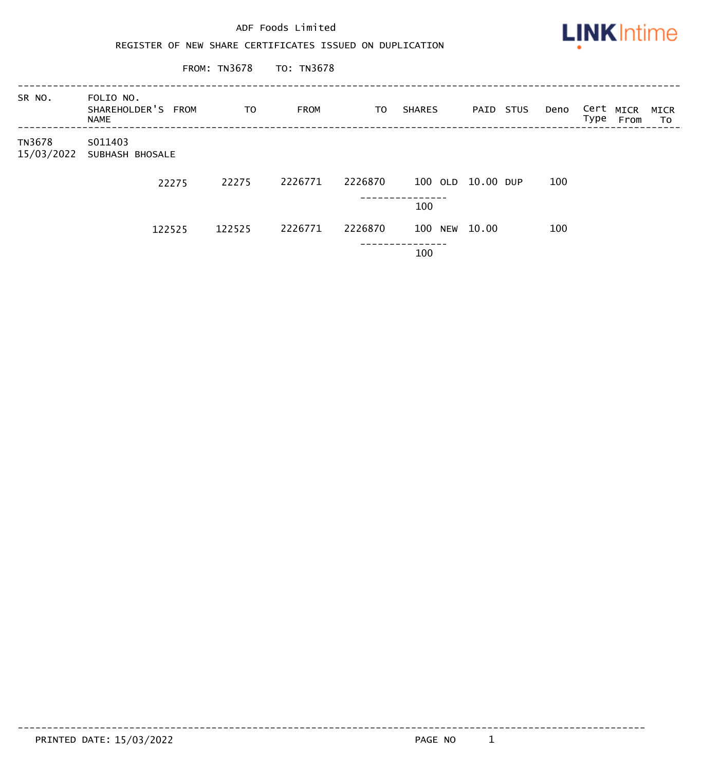ADF Foods Limited

REGISTER OF NEW SHARE CERTIFICATES ISSUED ON DUPLICATION

FROM: TN3678 TO: TN3678

LINK Intime

| SR NO. | FOLIO NO. SHAREHOLDER'S NAME | FROM | TO | FROM | TO | SHARES | | PAID | STUS | Deno | Cert Type | MICR From | MICR To |
|---|---|---|---|---|---|---|---|---|---|---|---|---|---|
| TN3678 15/03/2022 | S011403 SUBHASH BHOSALE | | | | | | | | | | | | |
| | | 22275 | 22275 | 2226771 | 2226870 | 100 | OLD | 10.00 | DUP | 100 | | | |
| | | | | | | 100 | | | | | | | |
| | | 122525 | 122525 | 2226771 | 2226870 | 100 | NEW | 10.00 | | 100 | | | |
| | | | | | | 100 | | | | | | | |

PRINTED DATE: 15/03/2022